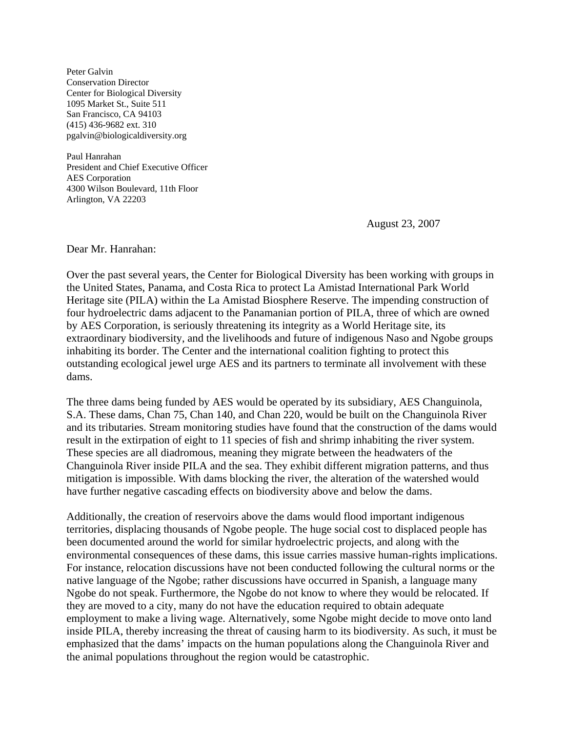Peter Galvin  
Conservation Director  
Center for Biological Diversity  
1095 Market St., Suite 511  
San Francisco, CA 94103  
(415) 436-9682 ext. 310  
pgalvin@biologicaldiversity.org

Paul Hanrahan  
President and Chief Executive Officer  
AES Corporation  
4300 Wilson Boulevard, 11th Floor  
Arlington, VA 22203

August 23, 2007

Dear Mr. Hanrahan:

Over the past several years, the Center for Biological Diversity has been working with groups in the United States, Panama, and Costa Rica to protect La Amistad International Park World Heritage site (PILA) within the La Amistad Biosphere Reserve. The impending construction of four hydroelectric dams adjacent to the Panamanian portion of PILA, three of which are owned by AES Corporation, is seriously threatening its integrity as a World Heritage site, its extraordinary biodiversity, and the livelihoods and future of indigenous Naso and Ngobe groups inhabiting its border. The Center and the international coalition fighting to protect this outstanding ecological jewel urge AES and its partners to terminate all involvement with these dams.

The three dams being funded by AES would be operated by its subsidiary, AES Changuinola, S.A. These dams, Chan 75, Chan 140, and Chan 220, would be built on the Changuinola River and its tributaries. Stream monitoring studies have found that the construction of the dams would result in the extirpation of eight to 11 species of fish and shrimp inhabiting the river system. These species are all diadromous, meaning they migrate between the headwaters of the Changuinola River inside PILA and the sea. They exhibit different migration patterns, and thus mitigation is impossible. With dams blocking the river, the alteration of the watershed would have further negative cascading effects on biodiversity above and below the dams.

Additionally, the creation of reservoirs above the dams would flood important indigenous territories, displacing thousands of Ngobe people. The huge social cost to displaced people has been documented around the world for similar hydroelectric projects, and along with the environmental consequences of these dams, this issue carries massive human-rights implications. For instance, relocation discussions have not been conducted following the cultural norms or the native language of the Ngobe; rather discussions have occurred in Spanish, a language many Ngobe do not speak. Furthermore, the Ngobe do not know to where they would be relocated. If they are moved to a city, many do not have the education required to obtain adequate employment to make a living wage. Alternatively, some Ngobe might decide to move onto land inside PILA, thereby increasing the threat of causing harm to its biodiversity. As such, it must be emphasized that the dams' impacts on the human populations along the Changuinola River and the animal populations throughout the region would be catastrophic.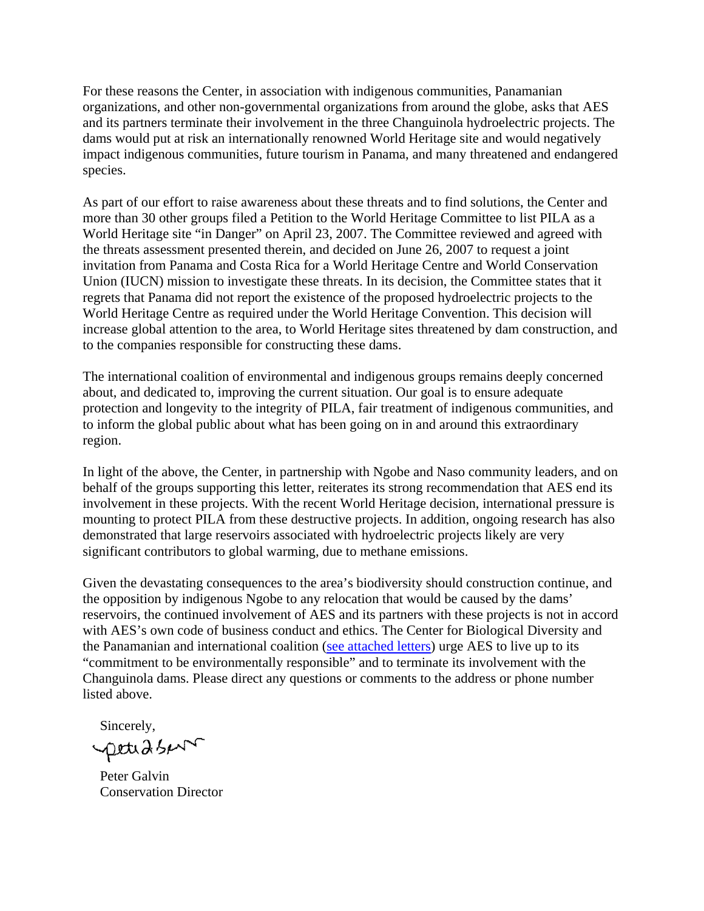For these reasons the Center, in association with indigenous communities, Panamanian organizations, and other non-governmental organizations from around the globe, asks that AES and its partners terminate their involvement in the three Changuinola hydroelectric projects. The dams would put at risk an internationally renowned World Heritage site and would negatively impact indigenous communities, future tourism in Panama, and many threatened and endangered species.

As part of our effort to raise awareness about these threats and to find solutions, the Center and more than 30 other groups filed a Petition to the World Heritage Committee to list PILA as a World Heritage site "in Danger" on April 23, 2007. The Committee reviewed and agreed with the threats assessment presented therein, and decided on June 26, 2007 to request a joint invitation from Panama and Costa Rica for a World Heritage Centre and World Conservation Union (IUCN) mission to investigate these threats. In its decision, the Committee states that it regrets that Panama did not report the existence of the proposed hydroelectric projects to the World Heritage Centre as required under the World Heritage Convention. This decision will increase global attention to the area, to World Heritage sites threatened by dam construction, and to the companies responsible for constructing these dams.

The international coalition of environmental and indigenous groups remains deeply concerned about, and dedicated to, improving the current situation. Our goal is to ensure adequate protection and longevity to the integrity of PILA, fair treatment of indigenous communities, and to inform the global public about what has been going on in and around this extraordinary region.

In light of the above, the Center, in partnership with Ngobe and Naso community leaders, and on behalf of the groups supporting this letter, reiterates its strong recommendation that AES end its involvement in these projects. With the recent World Heritage decision, international pressure is mounting to protect PILA from these destructive projects. In addition, ongoing research has also demonstrated that large reservoirs associated with hydroelectric projects likely are very significant contributors to global warming, due to methane emissions.

Given the devastating consequences to the area's biodiversity should construction continue, and the opposition by indigenous Ngobe to any relocation that would be caused by the dams' reservoirs, the continued involvement of AES and its partners with these projects is not in accord with AES's own code of business conduct and ethics. The Center for Biological Diversity and the Panamanian and international coalition (see attached letters) urge AES to live up to its "commitment to be environmentally responsible" and to terminate its involvement with the Changuinola dams. Please direct any questions or comments to the address or phone number listed above.

Sincerely,

Peter Galvin
Conservation Director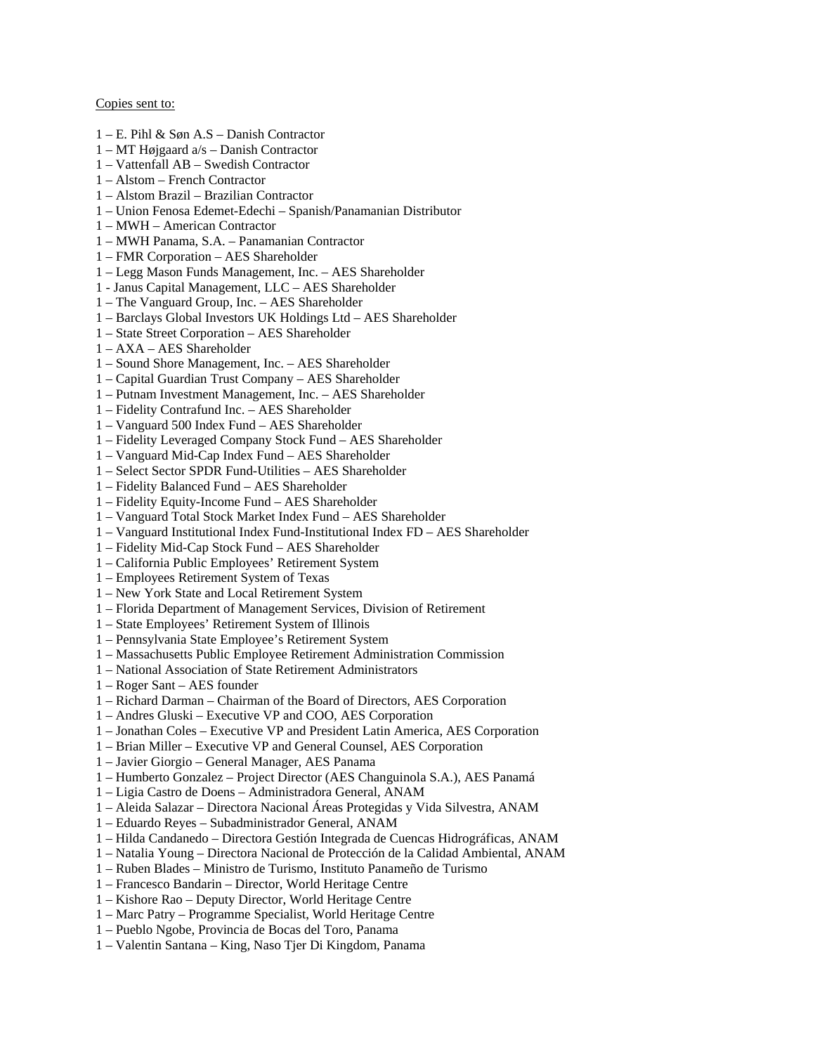Copies sent to:

1 – E. Pihl & Søn A.S – Danish Contractor
1 – MT Højgaard a/s – Danish Contractor
1 – Vattenfall AB – Swedish Contractor
1 – Alstom – French Contractor
1 – Alstom Brazil – Brazilian Contractor
1 – Union Fenosa Edemet-Edechi – Spanish/Panamanian Distributor
1 – MWH – American Contractor
1 – MWH Panama, S.A. – Panamanian Contractor
1 – FMR Corporation – AES Shareholder
1 – Legg Mason Funds Management, Inc. – AES Shareholder
1 - Janus Capital Management, LLC – AES Shareholder
1 – The Vanguard Group, Inc. – AES Shareholder
1 – Barclays Global Investors UK Holdings Ltd – AES Shareholder
1 – State Street Corporation – AES Shareholder
1 – AXA – AES Shareholder
1 – Sound Shore Management, Inc. – AES Shareholder
1 – Capital Guardian Trust Company – AES Shareholder
1 – Putnam Investment Management, Inc. – AES Shareholder
1 – Fidelity Contrafund Inc. – AES Shareholder
1 – Vanguard 500 Index Fund – AES Shareholder
1 – Fidelity Leveraged Company Stock Fund – AES Shareholder
1 – Vanguard Mid-Cap Index Fund – AES Shareholder
1 – Select Sector SPDR Fund-Utilities – AES Shareholder
1 – Fidelity Balanced Fund – AES Shareholder
1 – Fidelity Equity-Income Fund – AES Shareholder
1 – Vanguard Total Stock Market Index Fund – AES Shareholder
1 – Vanguard Institutional Index Fund-Institutional Index FD – AES Shareholder
1 – Fidelity Mid-Cap Stock Fund – AES Shareholder
1 – California Public Employees' Retirement System
1 – Employees Retirement System of Texas
1 – New York State and Local Retirement System
1 – Florida Department of Management Services, Division of Retirement
1 – State Employees' Retirement System of Illinois
1 – Pennsylvania State Employee's Retirement System
1 – Massachusetts Public Employee Retirement Administration Commission
1 – National Association of State Retirement Administrators
1 – Roger Sant – AES founder
1 – Richard Darman – Chairman of the Board of Directors, AES Corporation
1 – Andres Gluski – Executive VP and COO, AES Corporation
1 – Jonathan Coles – Executive VP and President Latin America, AES Corporation
1 – Brian Miller – Executive VP and General Counsel, AES Corporation
1 – Javier Giorgio – General Manager, AES Panama
1 – Humberto Gonzalez – Project Director (AES Changuinola S.A.), AES Panamá
1 – Ligia Castro de Doens – Administradora General, ANAM
1 – Aleida Salazar – Directora Nacional Áreas Protegidas y Vida Silvestra, ANAM
1 – Eduardo Reyes – Subadministrador General, ANAM
1 – Hilda Candanedo – Directora Gestión Integrada de Cuencas Hidrográficas, ANAM
1 – Natalia Young – Directora Nacional de Protección de la Calidad Ambiental, ANAM
1 – Ruben Blades – Ministro de Turismo, Instituto Panameño de Turismo
1 – Francesco Bandarin – Director, World Heritage Centre
1 – Kishore Rao – Deputy Director, World Heritage Centre
1 – Marc Patry – Programme Specialist, World Heritage Centre
1 – Pueblo Ngobe, Provincia de Bocas del Toro, Panama
1 – Valentin Santana – King, Naso Tjer Di Kingdom, Panama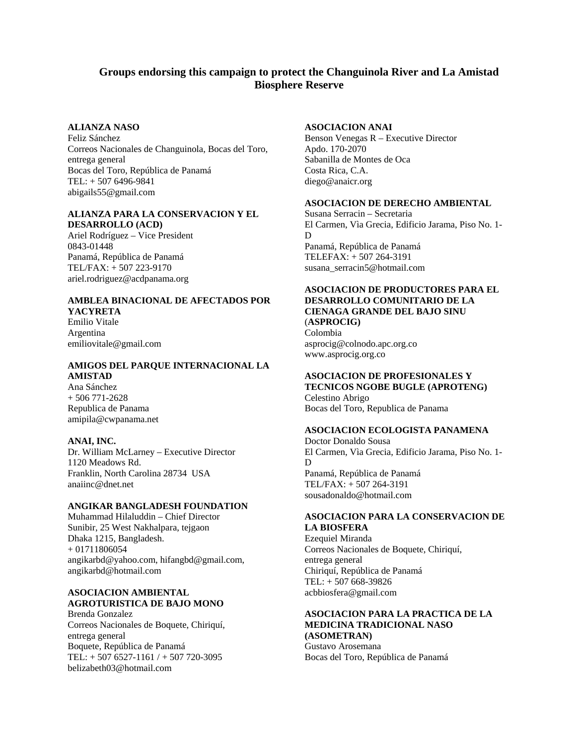## Groups endorsing this campaign to protect the Changuinola River and La Amistad Biosphere Reserve

**ALIANZA NASO**
Feliz Sánchez
Correos Nacionales de Changuinola, Bocas del Toro, entrega general
Bocas del Toro, República de Panamá
TEL: + 507 6496-9841
abigails55@gmail.com

**ALIANZA PARA LA CONSERVACION Y EL DESARROLLO (ACD)**
Ariel Rodríguez – Vice President
0843-01448
Panamá, República de Panamá
TEL/FAX: + 507 223-9170
ariel.rodriguez@acdpanama.org

**AMBLEA BINACIONAL DE AFECTADOS POR YACYRETA**
Emilio Vitale
Argentina
emiliovitale@gmail.com

**AMIGOS DEL PARQUE INTERNACIONAL LA AMISTAD**
Ana Sánchez
+ 506 771-2628
Republica de Panama
amipila@cwpanama.net

**ANAI, INC.**
Dr. William McLarney – Executive Director
1120 Meadows Rd.
Franklin, North Carolina 28734 USA
anaiinc@dnet.net

**ANGIKAR BANGLADESH FOUNDATION**
Muhammad Hilaluddin – Chief Director
Sunibir, 25 West Nakhalpara, tejgaon
Dhaka 1215, Bangladesh.
+ 01711806054
angikarbd@yahoo.com, hifangbd@gmail.com, angikarbd@hotmail.com

**ASOCIACION AMBIENTAL AGROTURISTICA DE BAJO MONO**
Brenda Gonzalez
Correos Nacionales de Boquete, Chiriquí, entrega general
Boquete, República de Panamá
TEL: + 507 6527-1161 / + 507 720-3095
belizabeth03@hotmail.com

**ASOCIACION ANAI**
Benson Venegas R – Executive Director
Apdo. 170-2070
Sabanilla de Montes de Oca
Costa Rica, C.A.
diego@anaicr.org

**ASOCIACION DE DERECHO AMBIENTAL**
Susana Serracin – Secretaria
El Carmen, Vìa Grecia, Edificio Jarama, Piso No. 1-D
Panamá, República de Panamá
TELEFAX: + 507 264-3191
susana_serracin5@hotmail.com

**ASOCIACION DE PRODUCTORES PARA EL DESARROLLO COMUNITARIO DE LA CIENAGA GRANDE DEL BAJO SINU (ASPROCIG)**
Colombia
asprocig@colnodo.apc.org.co
www.asprocig.org.co

**ASOCIACION DE PROFESIONALES Y TECNICOS NGOBE BUGLE (APROTENG)**
Celestino Abrigo
Bocas del Toro, Republica de Panama

**ASOCIACION ECOLOGISTA PANAMENA**
Doctor Donaldo Sousa
El Carmen, Vìa Grecia, Edificio Jarama, Piso No. 1-D
Panamá, República de Panamá
TEL/FAX: + 507 264-3191
sousadonaldo@hotmail.com

**ASOCIACION PARA LA CONSERVACION DE LA BIOSFERA**
Ezequiel Miranda
Correos Nacionales de Boquete, Chiriquí, entrega general
Chiriquí, República de Panamá
TEL: + 507 668-39826
acbbiosfera@gmail.com

**ASOCIACION PARA LA PRACTICA DE LA MEDICINA TRADICIONAL NASO (ASOMETRAN)**
Gustavo Arosemana
Bocas del Toro, República de Panamá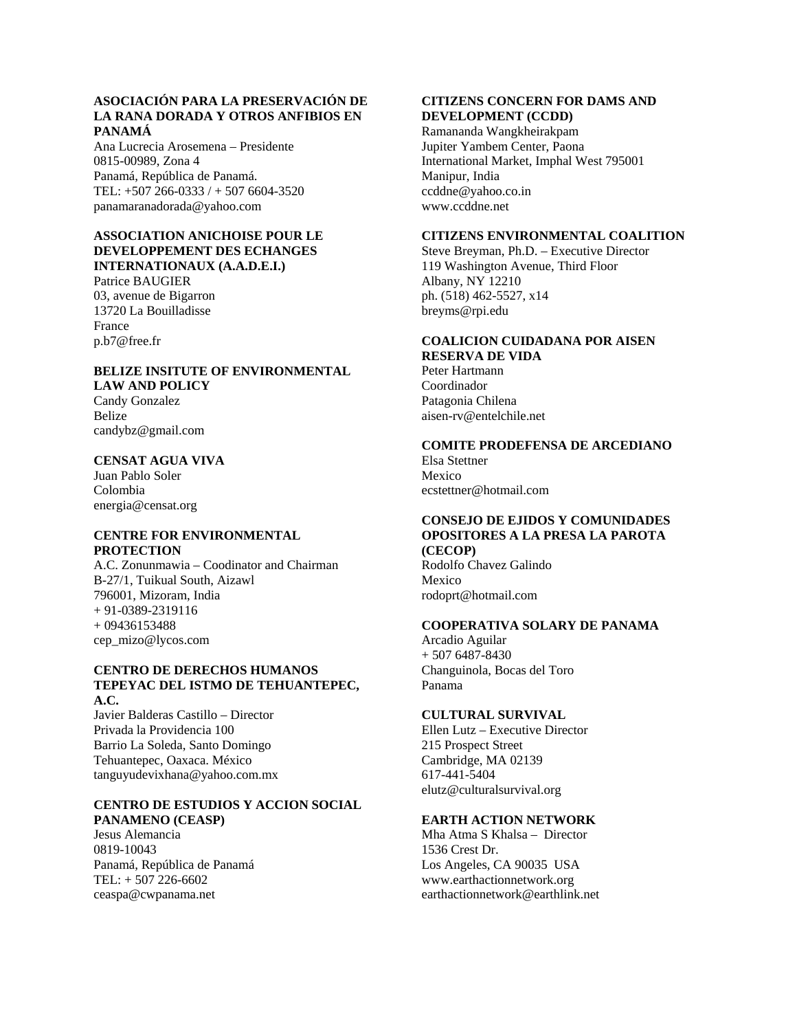**ASOCIACIÓN PARA LA PRESERVACIÓN DE LA RANA DORADA Y OTROS ANFIBIOS EN PANAMÁ**
Ana Lucrecia Arosemena – Presidente
0815-00989, Zona 4
Panamá, República de Panamá.
TEL: +507 266-0333 / + 507 6604-3520
panamaranadorada@yahoo.com

**ASSOCIATION ANICHOISE POUR LE DEVELOPPEMENT DES ECHANGES INTERNATIONAUX (A.A.D.E.I.)**
Patrice BAUGIER
03, avenue de Bigarron
13720 La Bouilladisse
France
p.b7@free.fr

**BELIZE INSITUTE OF ENVIRONMENTAL LAW AND POLICY**
Candy Gonzalez
Belize
candybz@gmail.com

**CENSAT AGUA VIVA**
Juan Pablo Soler
Colombia
energia@censat.org

**CENTRE FOR ENVIRONMENTAL PROTECTION**
A.C. Zonunmawia – Coodinator and Chairman
B-27/1, Tuikual South, Aizawl
796001, Mizoram, India
+ 91-0389-2319116
+ 09436153488
cep_mizo@lycos.com

**CENTRO DE DERECHOS HUMANOS TEPEYAC DEL ISTMO DE TEHUANTEPEC, A.C.**
Javier Balderas Castillo – Director
Privada la Providencia 100
Barrio La Soleda, Santo Domingo
Tehuantepec, Oaxaca. México
tanguyudevixhana@yahoo.com.mx

**CENTRO DE ESTUDIOS Y ACCION SOCIAL PANAMENO (CEASP)**
Jesus Alemancia
0819-10043
Panamá, República de Panamá
TEL: + 507 226-6602
ceaspa@cwpanama.net

**CITIZENS CONCERN FOR DAMS AND DEVELOPMENT (CCDD)**
Ramananda Wangkheirakpam
Jupiter Yambem Center, Paona
International Market, Imphal West 795001
Manipur, India
ccddne@yahoo.co.in
www.ccddne.net

**CITIZENS ENVIRONMENTAL COALITION**
Steve Breyman, Ph.D. – Executive Director
119 Washington Avenue, Third Floor
Albany, NY 12210
ph. (518) 462-5527, x14
breyms@rpi.edu

**COALICION CUIDADANA POR AISEN RESERVA DE VIDA**
Peter Hartmann
Coordinador
Patagonia Chilena
aisen-rv@entelchile.net

**COMITE PRODEFENSA DE ARCEDIANO**
Elsa Stettner
Mexico
ecstettner@hotmail.com

**CONSEJO DE EJIDOS Y COMUNIDADES OPOSITORES A LA PRESA LA PAROTA (CECOP)**
Rodolfo Chavez Galindo
Mexico
rodoprt@hotmail.com

**COOPERATIVA SOLARY DE PANAMA**
Arcadio Aguilar
+ 507 6487-8430
Changuinola, Bocas del Toro
Panama

**CULTURAL SURVIVAL**
Ellen Lutz – Executive Director
215 Prospect Street
Cambridge, MA 02139
617-441-5404
elutz@culturalsurvival.org

**EARTH ACTION NETWORK**
Mha Atma S Khalsa – Director
1536 Crest Dr.
Los Angeles, CA 90035 USA
www.earthactionnetwork.org
earthactionnetwork@earthlink.net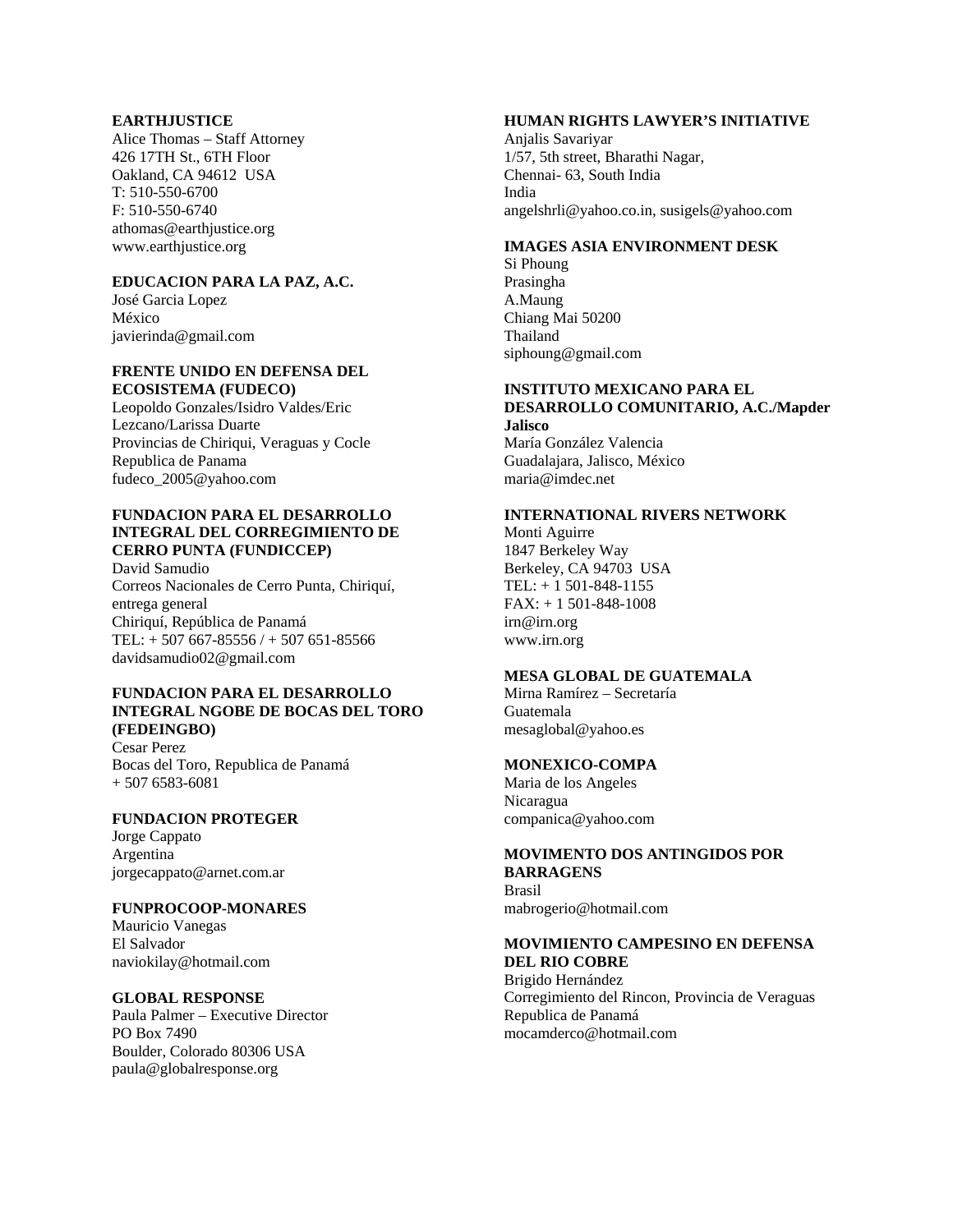**EARTHJUSTICE**
Alice Thomas – Staff Attorney
426 17TH St., 6TH Floor
Oakland, CA 94612 USA
T: 510-550-6700
F: 510-550-6740
athomas@earthjustice.org
www.earthjustice.org

**EDUCACION PARA LA PAZ, A.C.**
José Garcia Lopez
México
javierinda@gmail.com

**FRENTE UNIDO EN DEFENSA DEL ECOSISTEMA (FUDECO)**
Leopoldo Gonzales/Isidro Valdes/Eric Lezcano/Larissa Duarte
Provincias de Chiriqui, Veraguas y Cocle
Republica de Panama
fudeco_2005@yahoo.com

**FUNDACION PARA EL DESARROLLO INTEGRAL DEL CORREGIMIENTO DE CERRO PUNTA (FUNDICCEP)**
David Samudio
Correos Nacionales de Cerro Punta, Chiriquí, entrega general
Chiriquí, República de Panamá
TEL: + 507 667-85556 / + 507 651-85566
davidsamudio02@gmail.com

**FUNDACION PARA EL DESARROLLO INTEGRAL NGOBE DE BOCAS DEL TORO (FEDEINGBO)**
Cesar Perez
Bocas del Toro, Republica de Panamá
+ 507 6583-6081

**FUNDACION PROTEGER**
Jorge Cappato
Argentina
jorgecappato@arnet.com.ar

**FUNPROCOOP-MONARES**
Mauricio Vanegas
El Salvador
naviokilay@hotmail.com

**GLOBAL RESPONSE**
Paula Palmer – Executive Director
PO Box 7490
Boulder, Colorado 80306 USA
paula@globalresponse.org

**HUMAN RIGHTS LAWYER'S INITIATIVE**
Anjalis Savariyar
1/57, 5th street, Bharathi Nagar,
Chennai- 63, South India
India
angelshrli@yahoo.co.in, susigels@yahoo.com

**IMAGES ASIA ENVIRONMENT DESK**
Si Phoung
Prasingha
A.Maung
Chiang Mai 50200
Thailand
siphoung@gmail.com

**INSTITUTO MEXICANO PARA EL DESARROLLO COMUNITARIO, A.C./Mapder Jalisco**
María González Valencia
Guadalajara, Jalisco, México
maria@imdec.net

**INTERNATIONAL RIVERS NETWORK**
Monti Aguirre
1847 Berkeley Way
Berkeley, CA 94703 USA
TEL: + 1 501-848-1155
FAX: + 1 501-848-1008
irn@irn.org
www.irn.org

**MESA GLOBAL DE GUATEMALA**
Mirna Ramírez – Secretaría
Guatemala
mesaglobal@yahoo.es

**MONEXICO-COMPA**
Maria de los Angeles
Nicaragua
companica@yahoo.com

**MOVIMENTO DOS ANTINGIDOS POR BARRAGENS**
Brasil
mabrogerio@hotmail.com

**MOVIMIENTO CAMPESINO EN DEFENSA DEL RIO COBRE**
Brigido Hernández
Corregimiento del Rincon, Provincia de Veraguas
Republica de Panamá
mocamderco@hotmail.com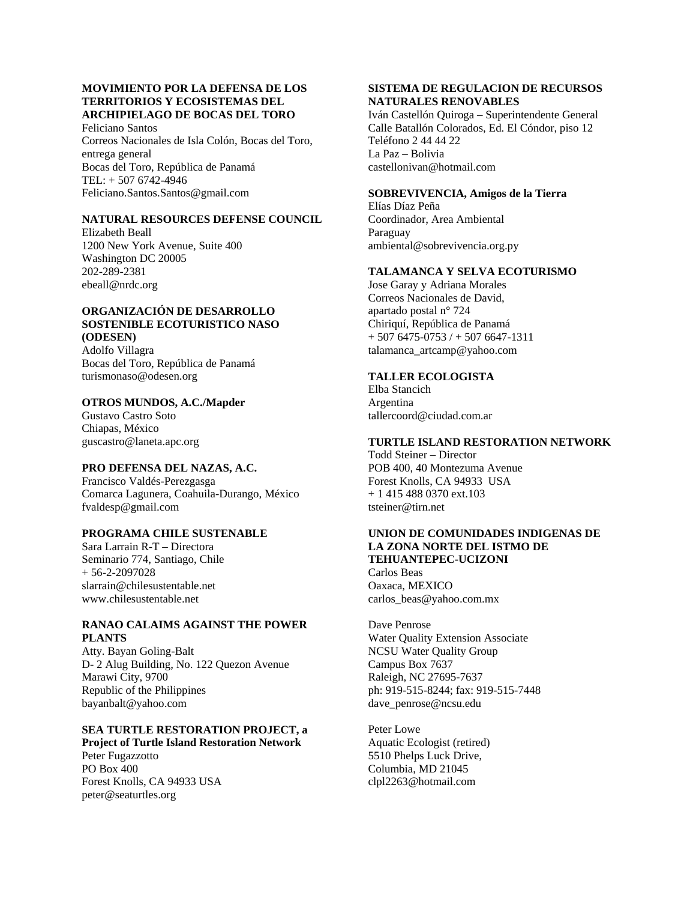**MOVIMIENTO POR LA DEFENSA DE LOS TERRITORIOS Y ECOSISTEMAS DEL ARCHIPIELAGO DE BOCAS DEL TORO**
Feliciano Santos
Correos Nacionales de Isla Colón, Bocas del Toro, entrega general
Bocas del Toro, República de Panamá
TEL: + 507 6742-4946
Feliciano.Santos.Santos@gmail.com

**NATURAL RESOURCES DEFENSE COUNCIL**
Elizabeth Beall
1200 New York Avenue, Suite 400
Washington DC 20005
202-289-2381
ebeall@nrdc.org

**ORGANIZACIÓN DE DESARROLLO SOSTENIBLE ECOTURISTICO NASO (ODESEN)**
Adolfo Villagra
Bocas del Toro, República de Panamá
turismonaso@odesen.org

**OTROS MUNDOS, A.C./Mapder**
Gustavo Castro Soto
Chiapas, México
guscastro@laneta.apc.org

**PRO DEFENSA DEL NAZAS, A.C.**
Francisco Valdés-Perezgasga
Comarca Lagunera, Coahuila-Durango, México
fvaldesp@gmail.com

**PROGRAMA CHILE SUSTENABLE**
Sara Larrain R-T – Directora
Seminario 774, Santiago, Chile
+ 56-2-2097028
slarrain@chilesustentable.net
www.chilesustentable.net

**RANAO CALAIMS AGAINST THE POWER PLANTS**
Atty. Bayan Goling-Balt
D- 2 Alug Building, No. 122 Quezon Avenue
Marawi City, 9700
Republic of the Philippines
bayanbalt@yahoo.com

**SEA TURTLE RESTORATION PROJECT, a Project of Turtle Island Restoration Network**
Peter Fugazzotto
PO Box 400
Forest Knolls, CA 94933 USA
peter@seaturtles.org

**SISTEMA DE REGULACION DE RECURSOS NATURALES RENOVABLES**
Iván Castellón Quiroga – Superintendente General
Calle Batallón Colorados, Ed. El Cóndor, piso 12
Teléfono 2 44 44 22
La Paz – Bolivia
castellonivan@hotmail.com

**SOBREVIVENCIA, Amigos de la Tierra**
Elías Díaz Peña
Coordinador, Area Ambiental
Paraguay
ambiental@sobrevivencia.org.py

**TALAMANCA Y SELVA ECOTURISMO**
Jose Garay y Adriana Morales
Correos Nacionales de David,
apartado postal n° 724
Chiriquí, República de Panamá
+ 507 6475-0753 / + 507 6647-1311
talamanca_artcamp@yahoo.com

**TALLER ECOLOGISTA**
Elba Stancich
Argentina
tallercoord@ciudad.com.ar

**TURTLE ISLAND RESTORATION NETWORK**
Todd Steiner – Director
POB 400, 40 Montezuma Avenue
Forest Knolls, CA 94933 USA
+ 1 415 488 0370 ext.103
tsteiner@tirn.net

**UNION DE COMUNIDADES INDIGENAS DE LA ZONA NORTE DEL ISTMO DE TEHUANTEPEC-UCIZONI**
Carlos Beas
Oaxaca, MEXICO
carlos_beas@yahoo.com.mx

Dave Penrose
Water Quality Extension Associate
NCSU Water Quality Group
Campus Box 7637
Raleigh, NC 27695-7637
ph: 919-515-8244; fax: 919-515-7448
dave_penrose@ncsu.edu

Peter Lowe
Aquatic Ecologist (retired)
5510 Phelps Luck Drive,
Columbia, MD 21045
clpl2263@hotmail.com